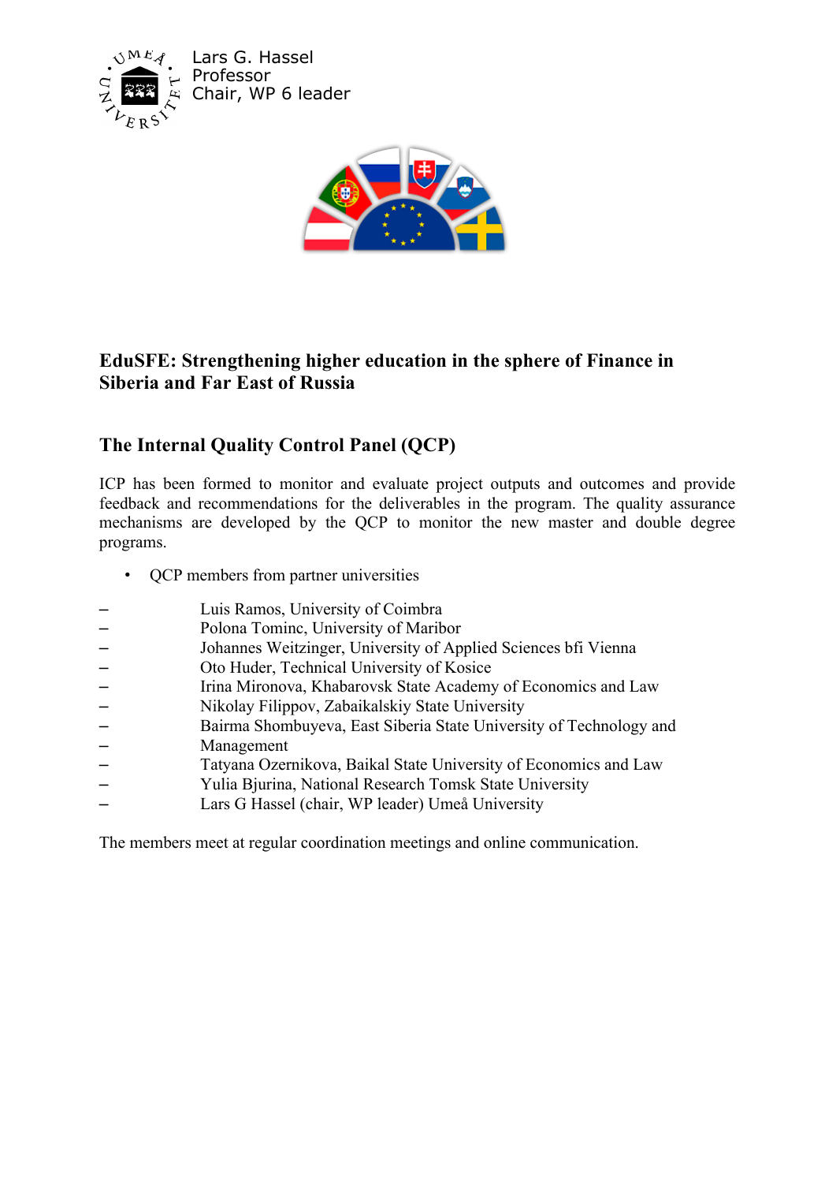Lars G. Hassel
Professor
Chair, WP 6 leader

**EduSFE: Strengthening higher education in the sphere of Finance in Siberia and Far East of Russia**

## The Internal Quality Control Panel (QCP)

ICP has been formed to monitor and evaluate project outputs and outcomes and provide feedback and recommendations for the deliverables in the program. The quality assurance mechanisms are developed by the QCP to monitor the new master and double degree programs.

- QCP members from partner universities

– Luis Ramos, University of Coimbra
– Polona Tominc, University of Maribor
– Johannes Weitzinger, University of Applied Sciences bfi Vienna
– Oto Huder, Technical University of Kosice
– Irina Mironova, Khabarovsk State Academy of Economics and Law
– Nikolay Filippov, Zabaikalskiy State University
– Bairma Shombuyeva, East Siberia State University of Technology and
– Management
– Tatyana Ozernikova, Baikal State University of Economics and Law
– Yulia Bjurina, National Research Tomsk State University
– Lars G Hassel (chair, WP leader) Umeå University

The members meet at regular coordination meetings and online communication.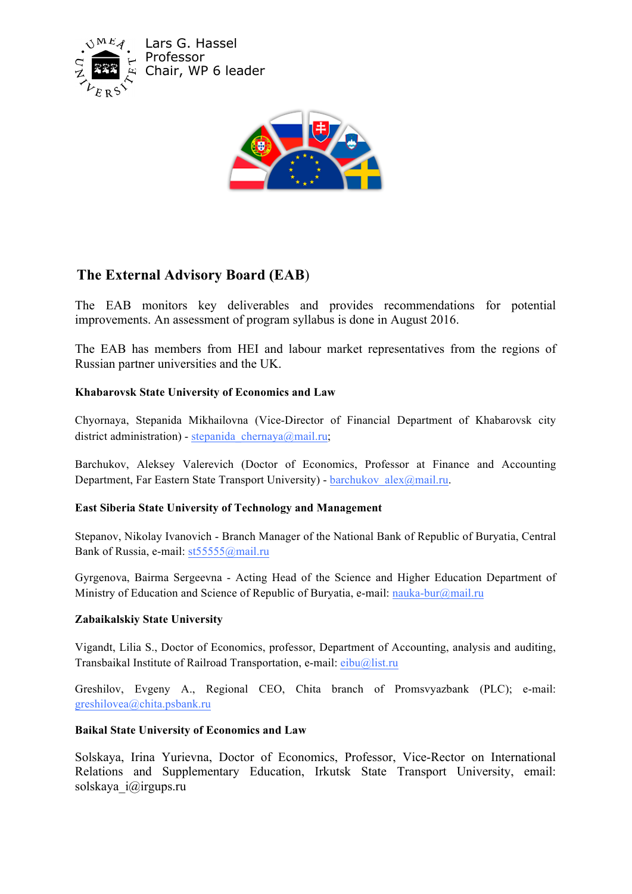Lars G. Hassel
Professor
Chair, WP 6 leader

## The External Advisory Board (EAB)

The EAB monitors key deliverables and provides recommendations for potential improvements. An assessment of program syllabus is done in August 2016.

The EAB has members from HEI and labour market representatives from the regions of Russian partner universities and the UK.

#### Khabarovsk State University of Economics and Law

Chyornaya, Stepanida Mikhailovna (Vice-Director of Financial Department of Khabarovsk city district administration) - stepanida_chernaya@mail.ru;

Barchukov, Aleksey Valerevich (Doctor of Economics, Professor at Finance and Accounting Department, Far Eastern State Transport University) - barchukov_alex@mail.ru.

#### East Siberia State University of Technology and Management

Stepanov, Nikolay Ivanovich - Branch Manager of the National Bank of Republic of Buryatia, Central Bank of Russia, e-mail: st55555@mail.ru

Gyrgenova, Bairma Sergeevna - Acting Head of the Science and Higher Education Department of Ministry of Education and Science of Republic of Buryatia, e-mail: nauka-bur@mail.ru

#### Zabaikalskiy State University

Vigandt, Lilia S., Doctor of Economics, professor, Department of Accounting, analysis and auditing, Transbaikal Institute of Railroad Transportation, e-mail: eibu@list.ru

Greshilov, Evgeny A., Regional CEO, Chita branch of Promsvyazbank (PLC); e-mail: greshilovea@chita.psbank.ru

#### Baikal State University of Economics and Law

Solskaya, Irina Yurievna, Doctor of Economics, Professor, Vice-Rector on International Relations and Supplementary Education, Irkutsk State Transport University, email: solskaya_i@irgups.ru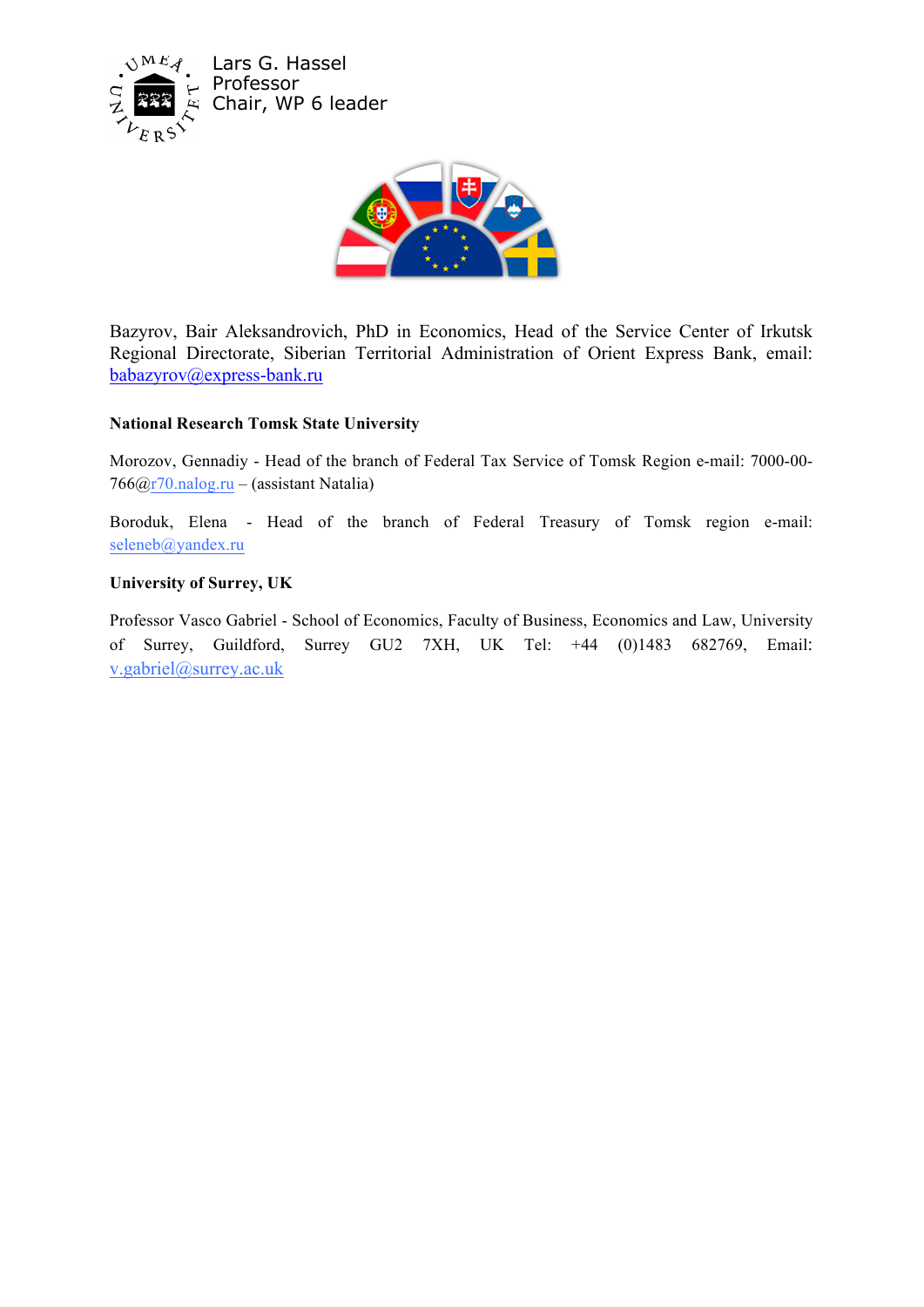Lars G. Hassel
Professor
Chair, WP 6 leader

Bazyrov, Bair Aleksandrovich, PhD in Economics, Head of the Service Center of Irkutsk Regional Directorate, Siberian Territorial Administration of Orient Express Bank, email: babazyrov@express-bank.ru

**National Research Tomsk State University**

Morozov, Gennadiy - Head of the branch of Federal Tax Service of Tomsk Region e-mail: 7000-00-766@r70.nalog.ru – (assistant Natalia)

Boroduk, Elena - Head of the branch of Federal Treasury of Tomsk region e-mail: seleneb@yandex.ru

**University of Surrey, UK**

Professor Vasco Gabriel - School of Economics, Faculty of Business, Economics and Law, University of Surrey, Guildford, Surrey GU2 7XH, UK Tel: +44 (0)1483 682769, Email: v.gabriel@surrey.ac.uk